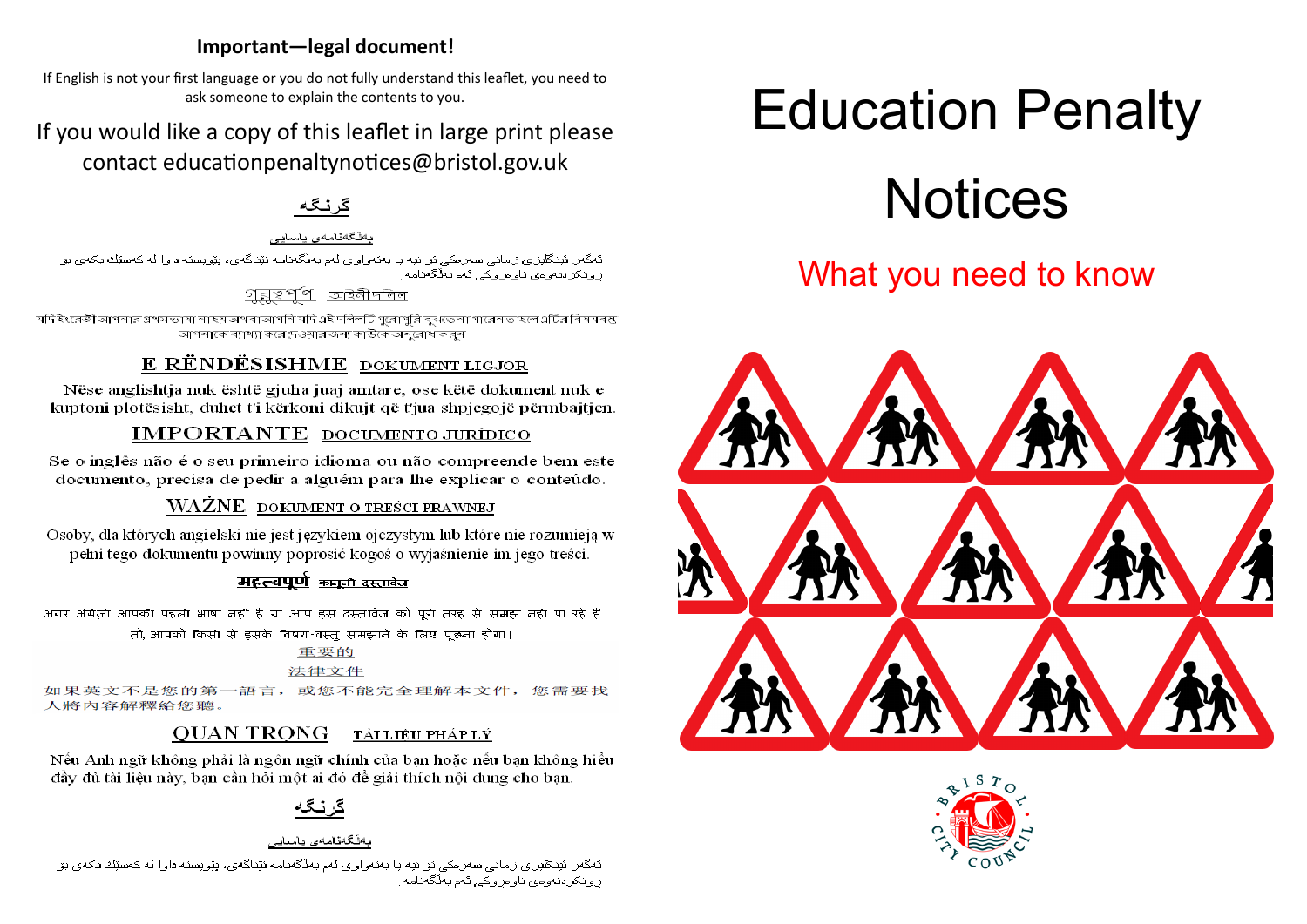## Important—legal document!

If English is not your first language or you do not fully understand this leaflet, you need to ask someone to explain the contents to you.

If you would like a copy of this leaflet in large print please contact educationpenaltynotices@bristol.gov.uk

**گرنگە**

بەڵگەنامەی یاسایی

ئەگەر ئینگلیزی زمانی سەرەکی تۆ نیە یا بەتەواوی لەم بەڵگەنامە تێناگەی، پێویستە داوا لە کەسێك بکەی بۆ ڕوونکردنەوەی ناوەڕۆکی ئەم بەڵگەنامە.

**গুরুত্বপূর্ণ** আইনী দলিল

যদি ইংরেজী আপনার প্রথম ভাষা না হয় অথবা আপনি যদি এই দলিলটি পুরোপুরি বুঝতে না পারেন তাহলে এটির বিষয়বস্তু আপনাকে ব্যাখ্যা করে দেওয়ার জন্য কাউকে অনুরোধ করুন।

**E RËNDËSISHME** DOKUMENT LIGJOR

Nëse anglishtja nuk është gjuha juaj amtare, ose këtë dokument nuk e kuptoni plotësisht, duhet t'i kërkoni dikujt që t'jua shpjegojë përmbajtjen.

**IMPORTANTE** DOCUMENTO JURÍDICO

Se o inglês não é o seu primeiro idioma ou não compreende bem este documento, precisa de pedir a alguém para lhe explicar o conteúdo.

**WAŻNE** DOKUMENT O TREŚCI PRAWNEJ

Osoby, dla których angielski nie jest językiem ojczystym lub które nie rozumieją w pełni tego dokumentu powinny poprosić kogoś o wyjaśnienie im jego treści.

**महत्वपूर्ण** कानूनी दस्तावेज़

अगर अंग्रेज़ी आपकी पहली भाषा नहीं है या आप इस दस्तावेज़ को पूरी तरह से समझ नहीं पा रहे हैं तो, आपको किसी से इसके विषय-वस्तु समझाने के लिए पूछना होगा।

**重要的**

法律文件

如果英文不是您的第一語言，或您不能完全理解本文件，您需要找人將內容解釋給您聽。

**QUAN TRỌNG** TÀI LIỆU PHÁP LÝ

Nếu Anh ngữ không phải là ngôn ngữ chính của bạn hoặc nếu bạn không hiểu đầy đủ tài liệu này, bạn cần hỏi một ai đó để giải thích nội dung cho bạn.

**گرنگە**

بەڵگەنامەی یاسایی

ئەگەر ئینگلیزی زمانی سەرەکی تۆ نیە یا بەتەواوی لەم بەڵگەنامە تێناگەی، پێویستە داوا لە کەسێك بکەی بۆ ڕوونکردنەوەی ناوەڕۆکی ئەم بەڵگەنامە.

# Education Penalty Notices

## What you need to know

Bristol City Council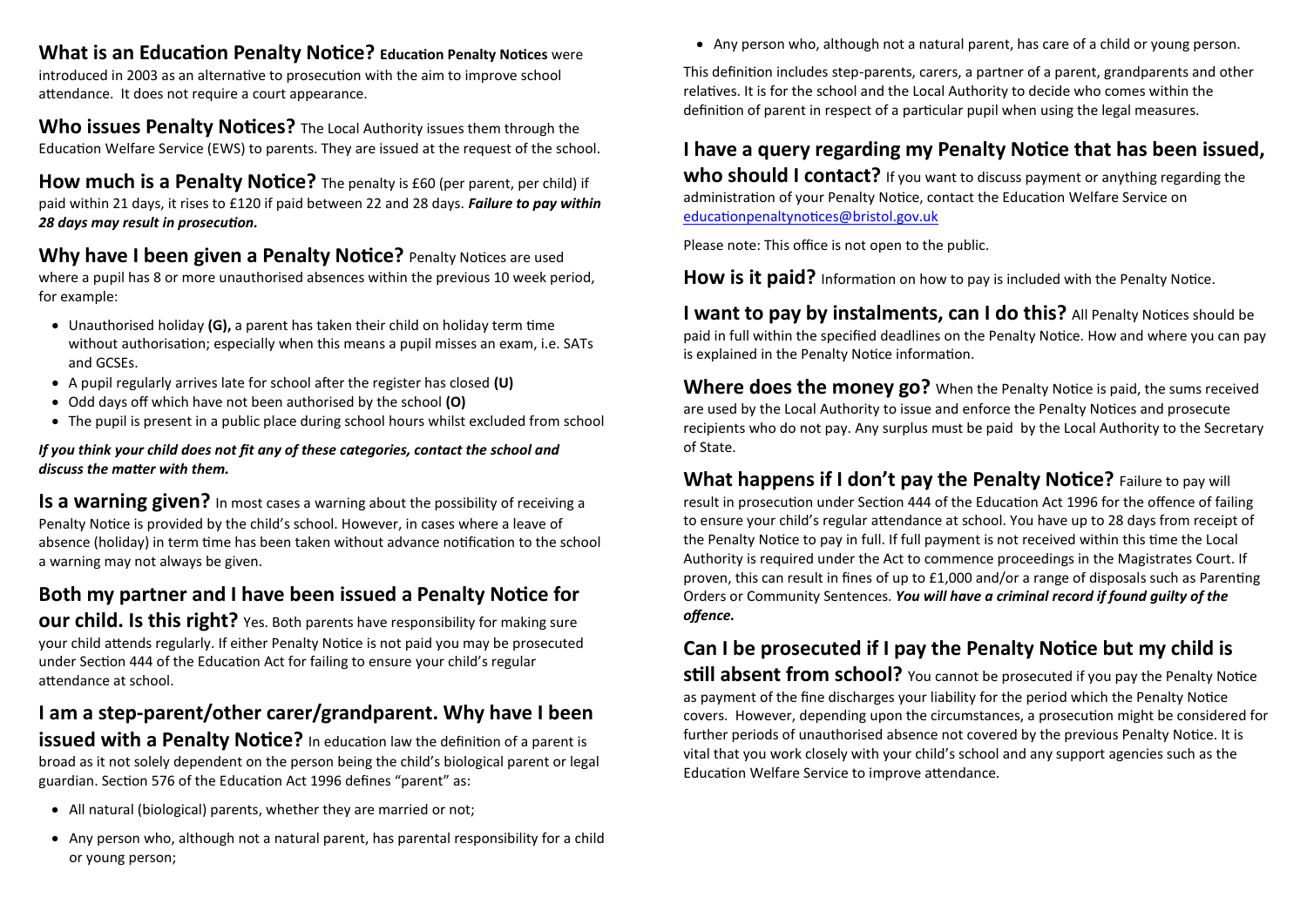**What is an Education Penalty Notice?** **Education Penalty Notices** were introduced in 2003 as an alternative to prosecution with the aim to improve school attendance. It does not require a court appearance.

**Who issues Penalty Notices?** The Local Authority issues them through the Education Welfare Service (EWS) to parents. They are issued at the request of the school.

**How much is a Penalty Notice?** The penalty is £60 (per parent, per child) if paid within 21 days, it rises to £120 if paid between 22 and 28 days. ***Failure to pay within 28 days may result in prosecution.***

**Why have I been given a Penalty Notice?** Penalty Notices are used where a pupil has 8 or more unauthorised absences within the previous 10 week period, for example:

- Unauthorised holiday **(G),** a parent has taken their child on holiday term time without authorisation; especially when this means a pupil misses an exam, i.e. SATs and GCSEs.
- A pupil regularly arrives late for school after the register has closed **(U)**
- Odd days off which have not been authorised by the school **(O)**
- The pupil is present in a public place during school hours whilst excluded from school

***If you think your child does not fit any of these categories, contact the school and discuss the matter with them.***

**Is a warning given?** In most cases a warning about the possibility of receiving a Penalty Notice is provided by the child's school. However, in cases where a leave of absence (holiday) in term time has been taken without advance notification to the school a warning may not always be given.

**Both my partner and I have been issued a Penalty Notice for our child. Is this right?** Yes. Both parents have responsibility for making sure your child attends regularly. If either Penalty Notice is not paid you may be prosecuted under Section 444 of the Education Act for failing to ensure your child's regular attendance at school.

**I am a step-parent/other carer/grandparent. Why have I been issued with a Penalty Notice?** In education law the definition of a parent is broad as it not solely dependent on the person being the child's biological parent or legal guardian. Section 576 of the Education Act 1996 defines "parent" as:

- All natural (biological) parents, whether they are married or not;
- Any person who, although not a natural parent, has parental responsibility for a child or young person;
- Any person who, although not a natural parent, has care of a child or young person.

This definition includes step-parents, carers, a partner of a parent, grandparents and other relatives. It is for the school and the Local Authority to decide who comes within the definition of parent in respect of a particular pupil when using the legal measures.

**I have a query regarding my Penalty Notice that has been issued, who should I contact?** If you want to discuss payment or anything regarding the administration of your Penalty Notice, contact the Education Welfare Service on [educationpenaltynotices@bristol.gov.uk](mailto:educationpenaltynotices@bristol.gov.uk)

Please note: This office is not open to the public.

**How is it paid?** Information on how to pay is included with the Penalty Notice.

**I want to pay by instalments, can I do this?** All Penalty Notices should be paid in full within the specified deadlines on the Penalty Notice. How and where you can pay is explained in the Penalty Notice information.

**Where does the money go?** When the Penalty Notice is paid, the sums received are used by the Local Authority to issue and enforce the Penalty Notices and prosecute recipients who do not pay. Any surplus must be paid by the Local Authority to the Secretary of State.

**What happens if I don't pay the Penalty Notice?** Failure to pay will result in prosecution under Section 444 of the Education Act 1996 for the offence of failing to ensure your child's regular attendance at school. You have up to 28 days from receipt of the Penalty Notice to pay in full. If full payment is not received within this time the Local Authority is required under the Act to commence proceedings in the Magistrates Court. If proven, this can result in fines of up to £1,000 and/or a range of disposals such as Parenting Orders or Community Sentences. ***You will have a criminal record if found guilty of the offence.***

**Can I be prosecuted if I pay the Penalty Notice but my child is still absent from school?** You cannot be prosecuted if you pay the Penalty Notice as payment of the fine discharges your liability for the period which the Penalty Notice covers. However, depending upon the circumstances, a prosecution might be considered for further periods of unauthorised absence not covered by the previous Penalty Notice. It is vital that you work closely with your child's school and any support agencies such as the Education Welfare Service to improve attendance.